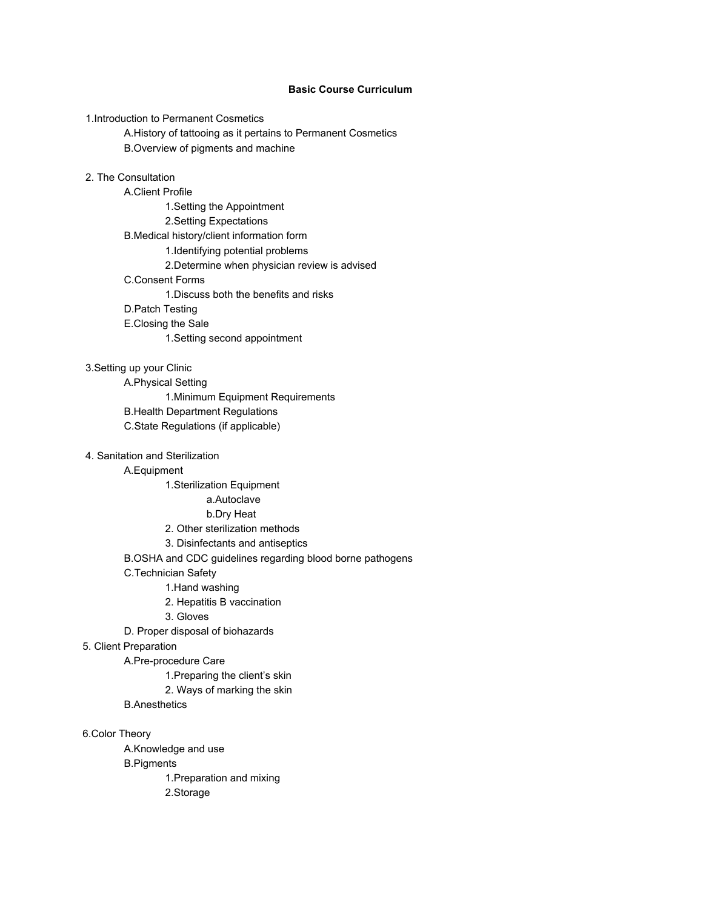# Basic Course Curriculum

1. Introduction to Permanent Cosmetics
    - A. History of tattooing as it pertains to Permanent Cosmetics
    - B. Overview of pigments and machine

2. The Consultation
    - A. Client Profile
        - 1. Setting the Appointment
        - 2. Setting Expectations
    - B. Medical history/client information form
        - 1. Identifying potential problems
        - 2. Determine when physician review is advised
    - C. Consent Forms
        - 1. Discuss both the benefits and risks
    - D. Patch Testing
    - E. Closing the Sale
        - 1. Setting second appointment

3. Setting up your Clinic
    - A. Physical Setting
        - 1. Minimum Equipment Requirements
    - B. Health Department Regulations
    - C. State Regulations (if applicable)

4. Sanitation and Sterilization
    - A. Equipment
        - 1. Sterilization Equipment
            - a. Autoclave
            - b. Dry Heat
        - 2. Other sterilization methods
        - 3. Disinfectants and antiseptics
    - B. OSHA and CDC guidelines regarding blood borne pathogens
    - C. Technician Safety
        - 1. Hand washing
        - 2. Hepatitis B vaccination
        - 3. Gloves
    - D. Proper disposal of biohazards

5. Client Preparation
    - A. Pre-procedure Care
        - 1. Preparing the client's skin
        - 2. Ways of marking the skin
    - B. Anesthetics

6. Color Theory
    - A. Knowledge and use
    - B. Pigments
        - 1. Preparation and mixing
        - 2. Storage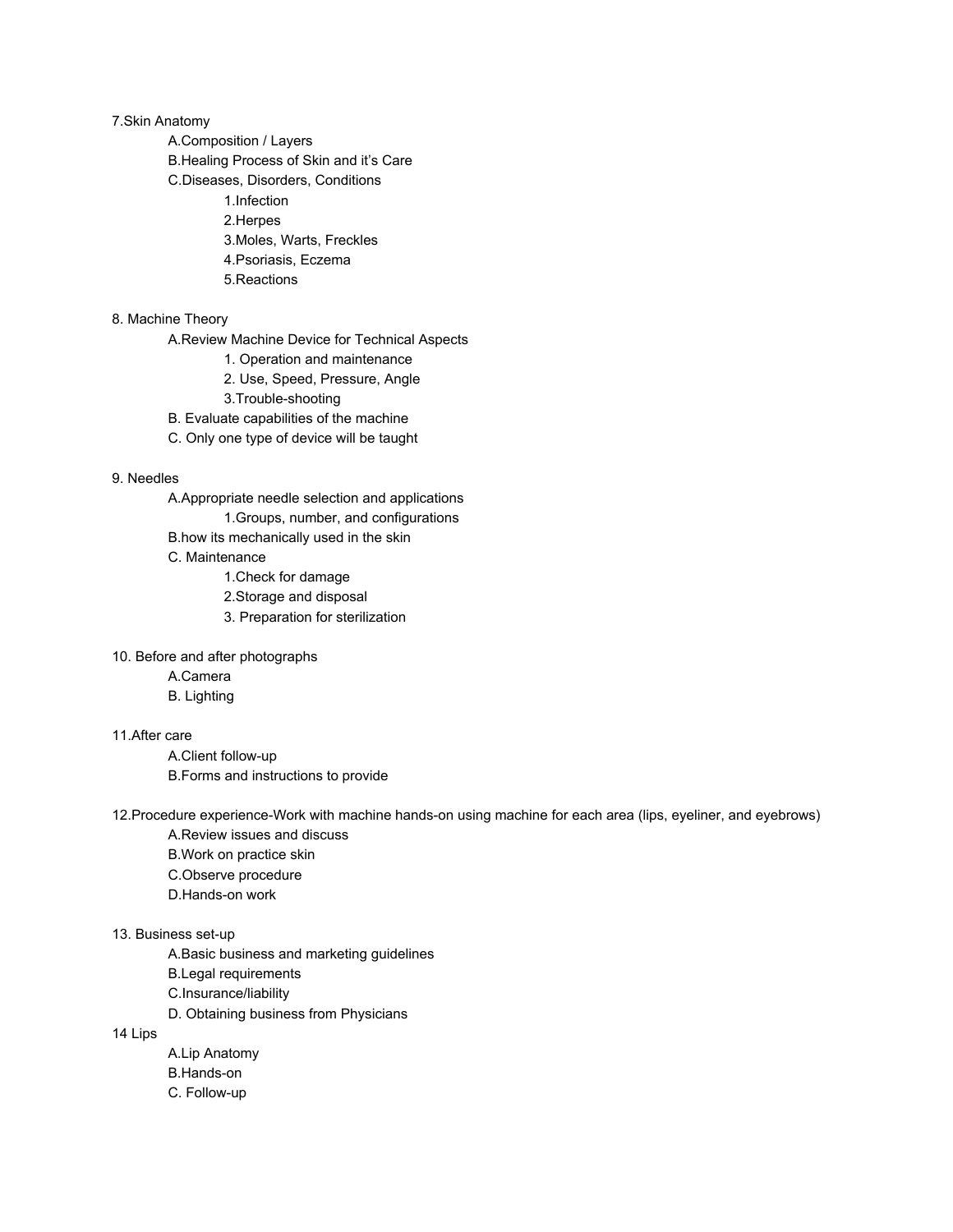7.Skin Anatomy

- A.Composition / Layers
- B.Healing Process of Skin and it's Care
- C.Diseases, Disorders, Conditions
    - 1.Infection
    - 2.Herpes
    - 3.Moles, Warts, Freckles
    - 4.Psoriasis, Eczema
    - 5.Reactions

8. Machine Theory

- A.Review Machine Device for Technical Aspects
    - 1. Operation and maintenance
    - 2. Use, Speed, Pressure, Angle
    - 3.Trouble-shooting
- B. Evaluate capabilities of the machine
- C. Only one type of device will be taught

9. Needles

- A.Appropriate needle selection and applications
    - 1.Groups, number, and configurations
- B.how its mechanically used in the skin
- C. Maintenance
    - 1.Check for damage
    - 2.Storage and disposal
    - 3. Preparation for sterilization

10. Before and after photographs

- A.Camera
- B. Lighting

11.After care

- A.Client follow-up
- B.Forms and instructions to provide

12.Procedure experience-Work with machine hands-on using machine for each area (lips, eyeliner, and eyebrows)

- A.Review issues and discuss
- B.Work on practice skin
- C.Observe procedure
- D.Hands-on work

13. Business set-up

- A.Basic business and marketing guidelines
- B.Legal requirements
- C.Insurance/liability
- D. Obtaining business from Physicians

14 Lips

- A.Lip Anatomy
- B.Hands-on
- C. Follow-up